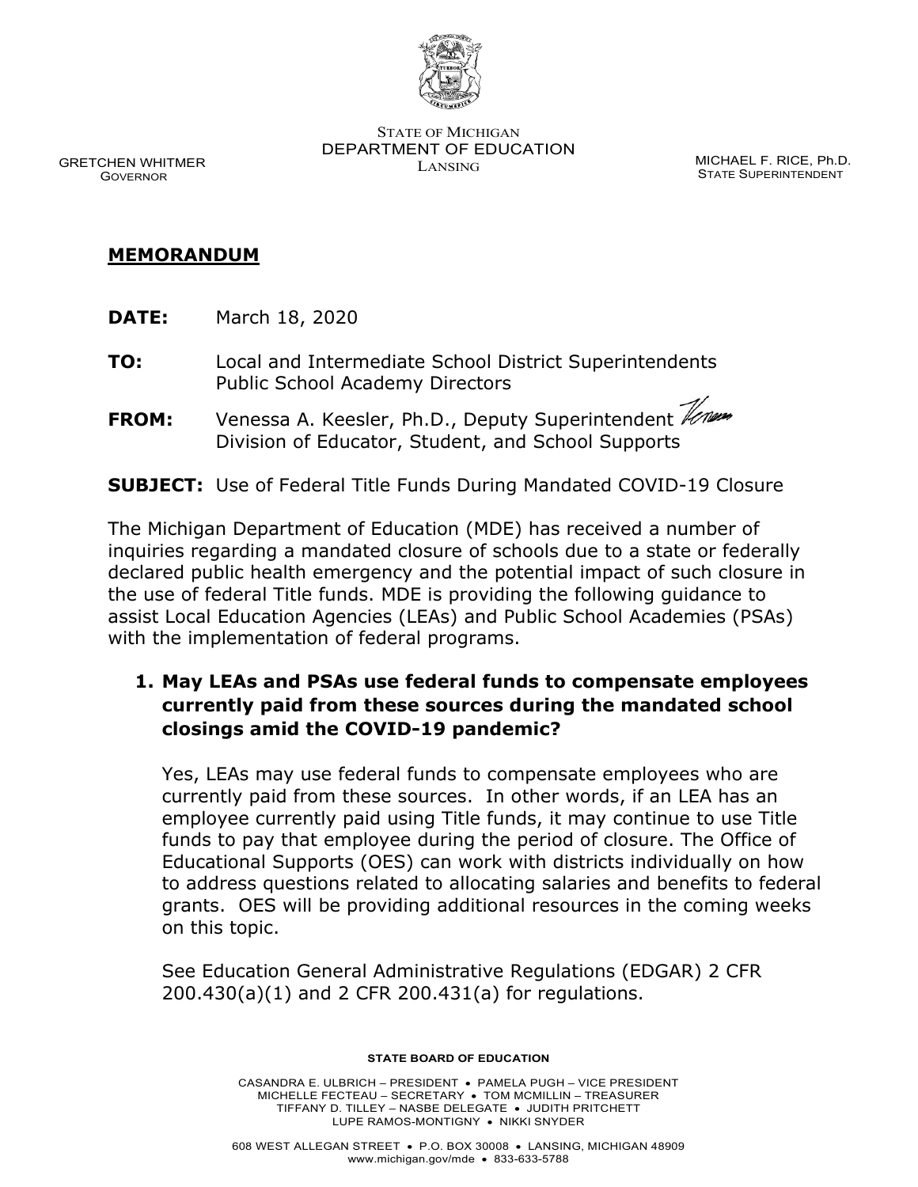STATE OF MICHIGAN
DEPARTMENT OF EDUCATION
LANSING

GRETCHEN WHITMER
GOVERNOR

MICHAEL F. RICE, Ph.D.
STATE SUPERINTENDENT

**MEMORANDUM**

**DATE:** March 18, 2020

**TO:** Local and Intermediate School District Superintendents
Public School Academy Directors

**FROM:** Venessa A. Keesler, Ph.D., Deputy Superintendent
Division of Educator, Student, and School Supports

**SUBJECT:** Use of Federal Title Funds During Mandated COVID-19 Closure

The Michigan Department of Education (MDE) has received a number of inquiries regarding a mandated closure of schools due to a state or federally declared public health emergency and the potential impact of such closure in the use of federal Title funds. MDE is providing the following guidance to assist Local Education Agencies (LEAs) and Public School Academies (PSAs) with the implementation of federal programs.

1. **May LEAs and PSAs use federal funds to compensate employees currently paid from these sources during the mandated school closings amid the COVID-19 pandemic?**

   Yes, LEAs may use federal funds to compensate employees who are currently paid from these sources. In other words, if an LEA has an employee currently paid using Title funds, it may continue to use Title funds to pay that employee during the period of closure. The Office of Educational Supports (OES) can work with districts individually on how to address questions related to allocating salaries and benefits to federal grants. OES will be providing additional resources in the coming weeks on this topic.

   See Education General Administrative Regulations (EDGAR) 2 CFR 200.430(a)(1) and 2 CFR 200.431(a) for regulations.

STATE BOARD OF EDUCATION

CASANDRA E. ULBRICH – PRESIDENT • PAMELA PUGH – VICE PRESIDENT
MICHELLE FECTEAU – SECRETARY • TOM MCMILLIN – TREASURER
TIFFANY D. TILLEY – NASBE DELEGATE • JUDITH PRITCHETT
LUPE RAMOS-MONTIGNY • NIKKI SNYDER

608 WEST ALLEGAN STREET • P.O. BOX 30008 • LANSING, MICHIGAN 48909
www.michigan.gov/mde • 833-633-5788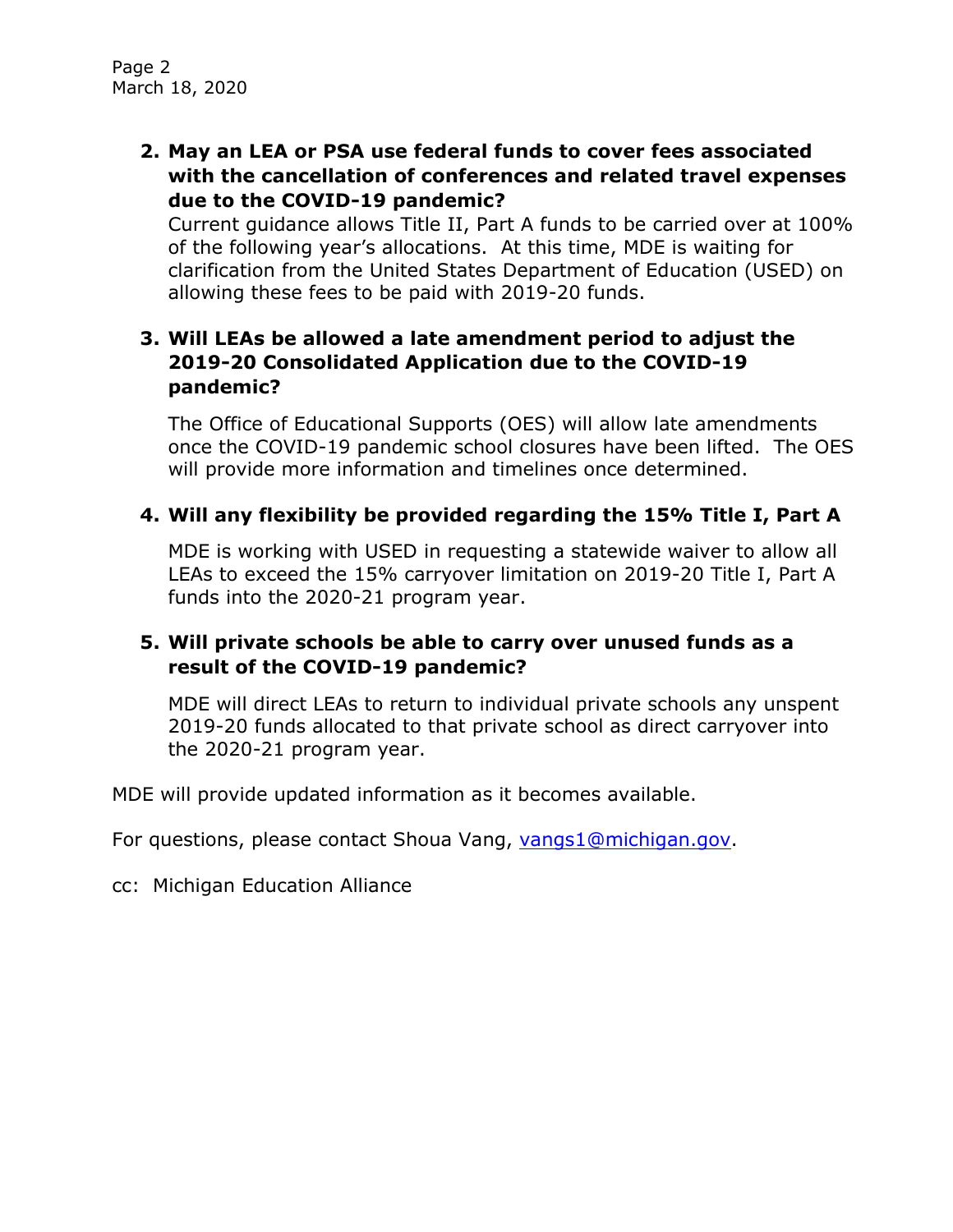2. **May an LEA or PSA use federal funds to cover fees associated with the cancellation of conferences and related travel expenses due to the COVID-19 pandemic?**
   Current guidance allows Title II, Part A funds to be carried over at 100% of the following year's allocations. At this time, MDE is waiting for clarification from the United States Department of Education (USED) on allowing these fees to be paid with 2019-20 funds.

3. **Will LEAs be allowed a late amendment period to adjust the 2019-20 Consolidated Application due to the COVID-19 pandemic?**

   The Office of Educational Supports (OES) will allow late amendments once the COVID-19 pandemic school closures have been lifted. The OES will provide more information and timelines once determined.

4. **Will any flexibility be provided regarding the 15% Title I, Part A**

   MDE is working with USED in requesting a statewide waiver to allow all LEAs to exceed the 15% carryover limitation on 2019-20 Title I, Part A funds into the 2020-21 program year.

5. **Will private schools be able to carry over unused funds as a result of the COVID-19 pandemic?**

   MDE will direct LEAs to return to individual private schools any unspent 2019-20 funds allocated to that private school as direct carryover into the 2020-21 program year.

MDE will provide updated information as it becomes available.

For questions, please contact Shoua Vang, vangs1@michigan.gov.

cc: Michigan Education Alliance